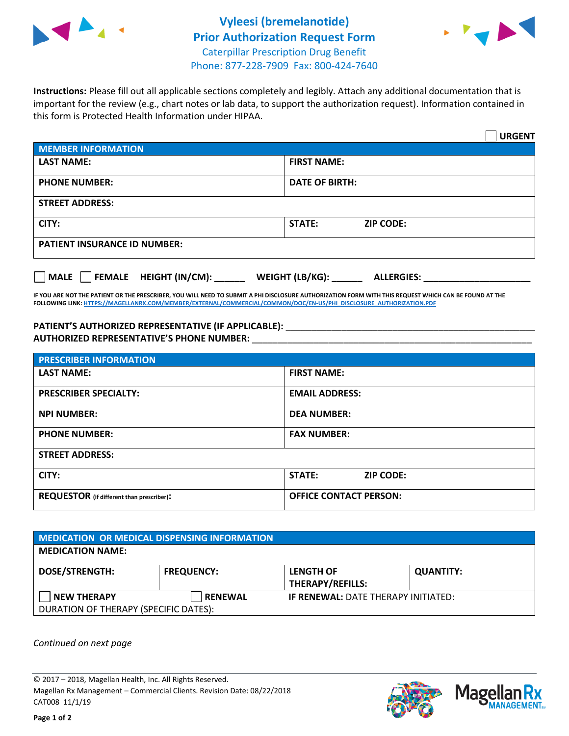# Vyleesi (bremelanotide) Prior Authorization Request Form

Caterpillar Prescription Drug Benefit
Phone: 877-228-7909 Fax: 800-424-7640

**Instructions:** Please fill out all applicable sections completely and legibly. Attach any additional documentation that is important for the review (e.g., chart notes or lab data, to support the authorization request). Information contained in this form is Protected Health Information under HIPAA.

☐ **URGENT**

| MEMBER INFORMATION | |
|---|---|
| **LAST NAME:** | **FIRST NAME:** |
| **PHONE NUMBER:** | **DATE OF BIRTH:** |
| **STREET ADDRESS:** | |
| **CITY:** | **STATE:** **ZIP CODE:** |
| **PATIENT INSURANCE ID NUMBER:** | |

☐ **MALE** ☐ **FEMALE** **HEIGHT (IN/CM):** ______ **WEIGHT (LB/KG):** ______ **ALLERGIES:** ____________________

**IF YOU ARE NOT THE PATIENT OR THE PRESCRIBER, YOU WILL NEED TO SUBMIT A PHI DISCLOSURE AUTHORIZATION FORM WITH THIS REQUEST WHICH CAN BE FOUND AT THE FOLLOWING LINK: HTTPS://MAGELLANRX.COM/MEMBER/EXTERNAL/COMMERCIAL/COMMON/DOC/EN-US/PHI_DISCLOSURE_AUTHORIZATION.PDF**

**PATIENT'S AUTHORIZED REPRESENTATIVE (IF APPLICABLE):** ____________________________________________
**AUTHORIZED REPRESENTATIVE'S PHONE NUMBER:** ____________________________________________

| PRESCRIBER INFORMATION | |
|---|---|
| **LAST NAME:** | **FIRST NAME:** |
| **PRESCRIBER SPECIALTY:** | **EMAIL ADDRESS:** |
| **NPI NUMBER:** | **DEA NUMBER:** |
| **PHONE NUMBER:** | **FAX NUMBER:** |
| **STREET ADDRESS:** | |
| **CITY:** | **STATE:** **ZIP CODE:** |
| **REQUESTOR** (if different than prescriber): | **OFFICE CONTACT PERSON:** |

| MEDICATION OR MEDICAL DISPENSING INFORMATION | | | |
|---|---|---|---|
| **MEDICATION NAME:** | | | |
| **DOSE/STRENGTH:** | **FREQUENCY:** | **LENGTH OF THERAPY/REFILLS:** | **QUANTITY:** |
| ☐ **NEW THERAPY** | ☐ **RENEWAL** | **IF RENEWAL:** DATE THERAPY INITIATED: | |
| DURATION OF THERAPY (SPECIFIC DATES): | | | |

*Continued on next page*

© 2017 – 2018, Magellan Health, Inc. All Rights Reserved.
Magellan Rx Management – Commercial Clients. Revision Date: 08/22/2018
CAT008 11/1/19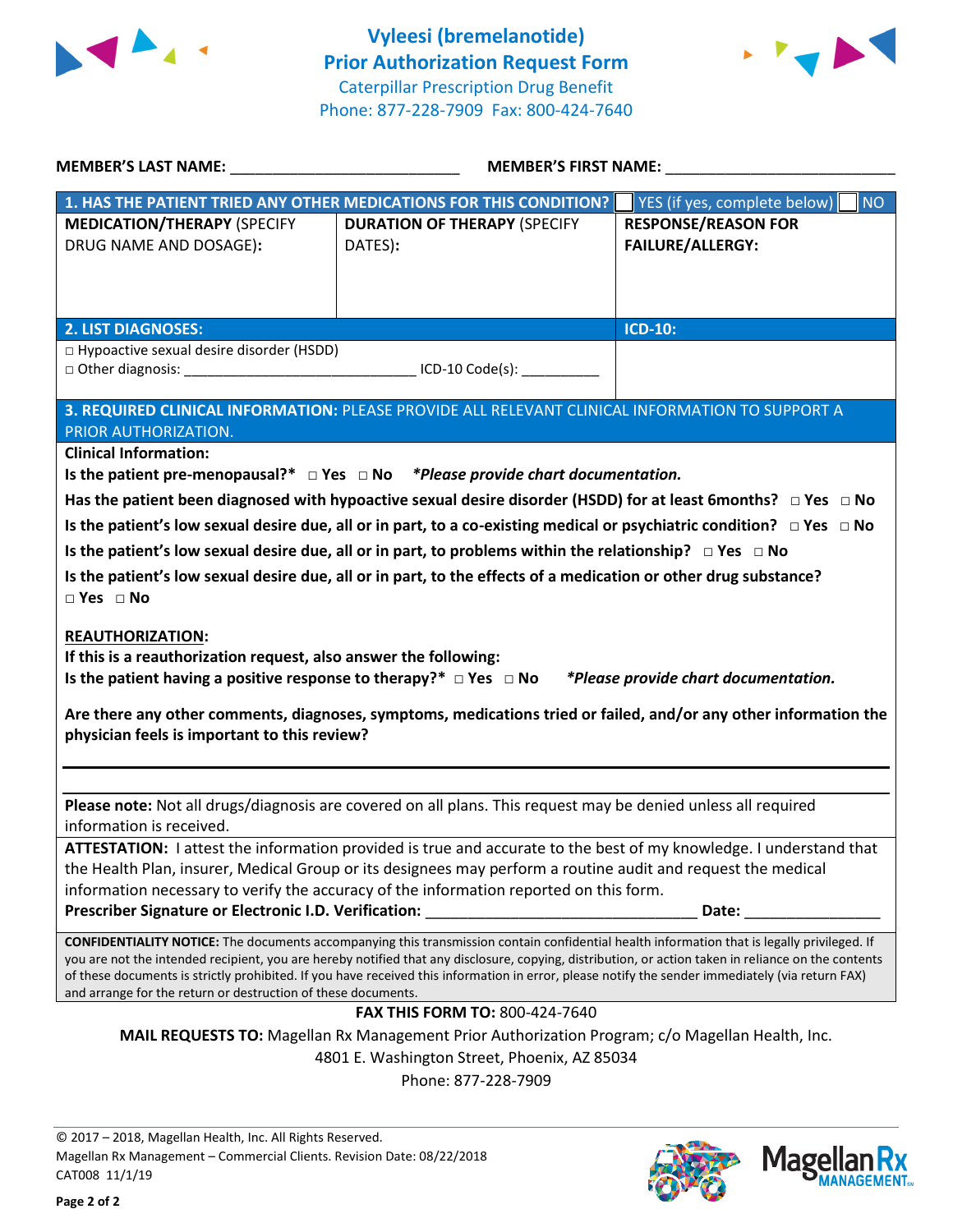# Vyleesi (bremelanotide)
## Prior Authorization Request Form

Caterpillar Prescription Drug Benefit
Phone: 877-228-7909 Fax: 800-424-7640

**MEMBER'S LAST NAME:** ___________________________ **MEMBER'S FIRST NAME:** ___________________________

| **1. HAS THE PATIENT TRIED ANY OTHER MEDICATIONS FOR THIS CONDITION?** | | ☐ YES (if yes, complete below) ☐ NO |
|---|---|---|
| **MEDICATION/THERAPY** (SPECIFY DRUG NAME AND DOSAGE)**:** | **DURATION OF THERAPY** (SPECIFY DATES)**:** | **RESPONSE/REASON FOR FAILURE/ALLERGY:** |
| | | |

| **2. LIST DIAGNOSES:** | **ICD-10:** |
|---|---|
| □ Hypoactive sexual desire disorder (HSDD)<br>□ Other diagnosis: ______________________________ ICD-10 Code(s): __________ | |

**3. REQUIRED CLINICAL INFORMATION:** PLEASE PROVIDE ALL RELEVANT CLINICAL INFORMATION TO SUPPORT A PRIOR AUTHORIZATION.

**Clinical Information:**

**Is the patient pre-menopausal?*** □ **Yes** □ **No** ***Please provide chart documentation.***

**Has the patient been diagnosed with hypoactive sexual desire disorder (HSDD) for at least 6months?** □ **Yes** □ **No**

**Is the patient's low sexual desire due, all or in part, to a co-existing medical or psychiatric condition?** □ **Yes** □ **No**

**Is the patient's low sexual desire due, all or in part, to problems within the relationship?** □ **Yes** □ **No**

**Is the patient's low sexual desire due, all or in part, to the effects of a medication or other drug substance?** □ **Yes** □ **No**

**REAUTHORIZATION:**

**If this is a reauthorization request, also answer the following:**

**Is the patient having a positive response to therapy?*** □ **Yes** □ **No** ***Please provide chart documentation.***

**Are there any other comments, diagnoses, symptoms, medications tried or failed, and/or any other information the physician feels is important to this review?**

---

**Please note:** Not all drugs/diagnosis are covered on all plans. This request may be denied unless all required information is received.

**ATTESTATION:** I attest the information provided is true and accurate to the best of my knowledge. I understand that the Health Plan, insurer, Medical Group or its designees may perform a routine audit and request the medical information necessary to verify the accuracy of the information reported on this form.

**Prescriber Signature or Electronic I.D. Verification:** ________________________________ **Date:** ________________

**CONFIDENTIALITY NOTICE:** The documents accompanying this transmission contain confidential health information that is legally privileged. If you are not the intended recipient, you are hereby notified that any disclosure, copying, distribution, or action taken in reliance on the contents of these documents is strictly prohibited. If you have received this information in error, please notify the sender immediately (via return FAX) and arrange for the return or destruction of these documents.

**FAX THIS FORM TO:** 800-424-7640

**MAIL REQUESTS TO:** Magellan Rx Management Prior Authorization Program; c/o Magellan Health, Inc.
4801 E. Washington Street, Phoenix, AZ 85034
Phone: 877-228-7909

© 2017 – 2018, Magellan Health, Inc. All Rights Reserved.
Magellan Rx Management – Commercial Clients. Revision Date: 08/22/2018
CAT008 11/1/19